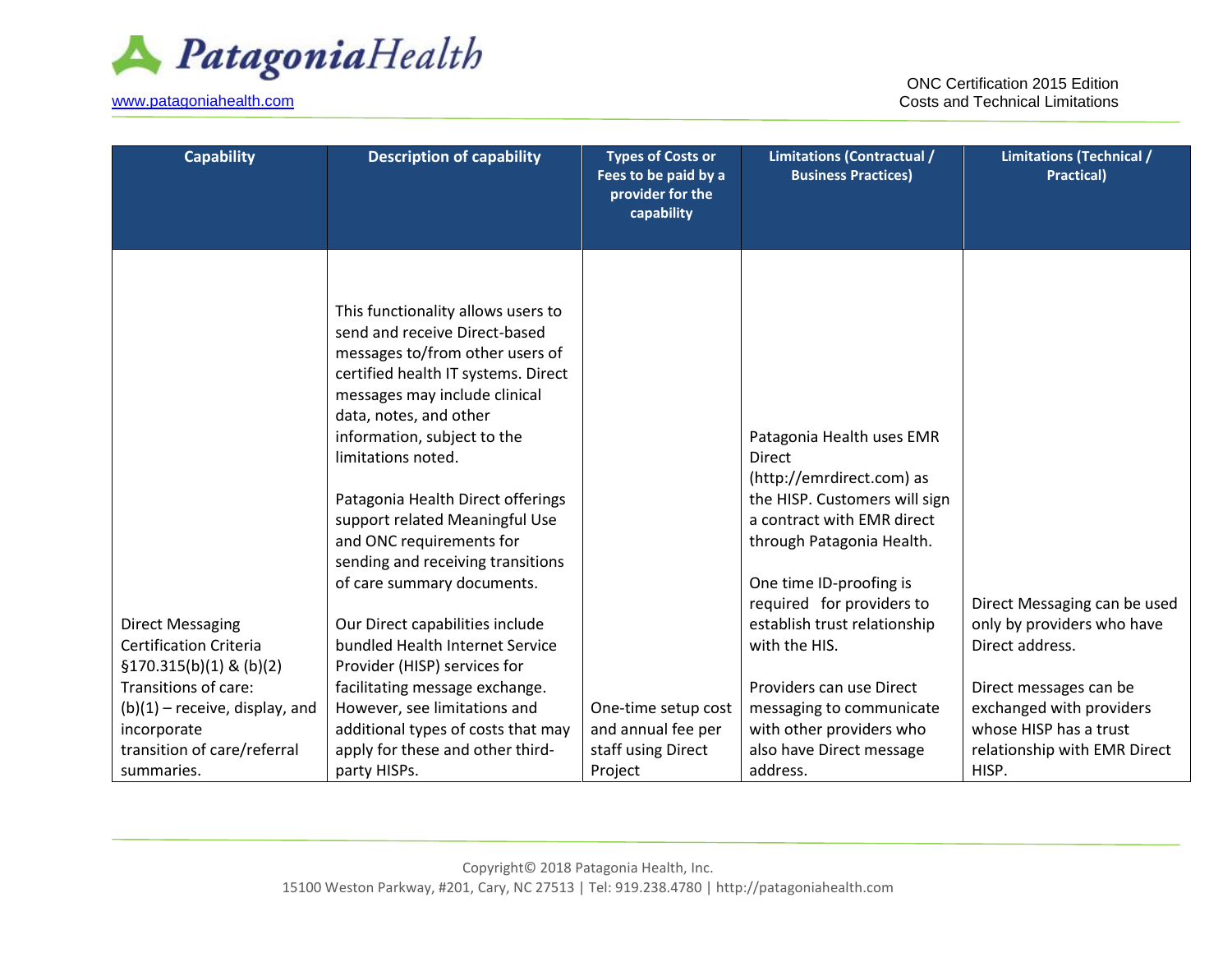**PatagoniaHealth**

www.patagoniahealth.com

ONC Certification 2015 Edition
Costs and Technical Limitations

| Capability | Description of capability | Types of Costs or Fees to be paid by a provider for the capability | Limitations (Contractual / Business Practices) | Limitations (Technical / Practical) |
|---|---|---|---|---|
| Direct Messaging Certification Criteria §170.315(b)(1) & (b)(2) Transitions of care: (b)(1) – receive, display, and incorporate transition of care/referral summaries. | This functionality allows users to send and receive Direct-based messages to/from other users of certified health IT systems. Direct messages may include clinical data, notes, and other information, subject to the limitations noted.<br><br>Patagonia Health Direct offerings support related Meaningful Use and ONC requirements for sending and receiving transitions of care summary documents.<br><br>Our Direct capabilities include bundled Health Internet Service Provider (HISP) services for facilitating message exchange. However, see limitations and additional types of costs that may apply for these and other third-party HISPs. | One-time setup cost and annual fee per staff using Direct Project | Patagonia Health uses EMR Direct (http://emrdirect.com) as the HISP. Customers will sign a contract with EMR direct through Patagonia Health.<br><br>One time ID-proofing is required for providers to establish trust relationship with the HIS.<br><br>Providers can use Direct messaging to communicate with other providers who also have Direct message address. | Direct Messaging can be used only by providers who have Direct address.<br><br>Direct messages can be exchanged with providers whose HISP has a trust relationship with EMR Direct HISP. |

Copyright© 2018 Patagonia Health, Inc.
15100 Weston Parkway, #201, Cary, NC 27513 | Tel: 919.238.4780 | http://patagoniahealth.com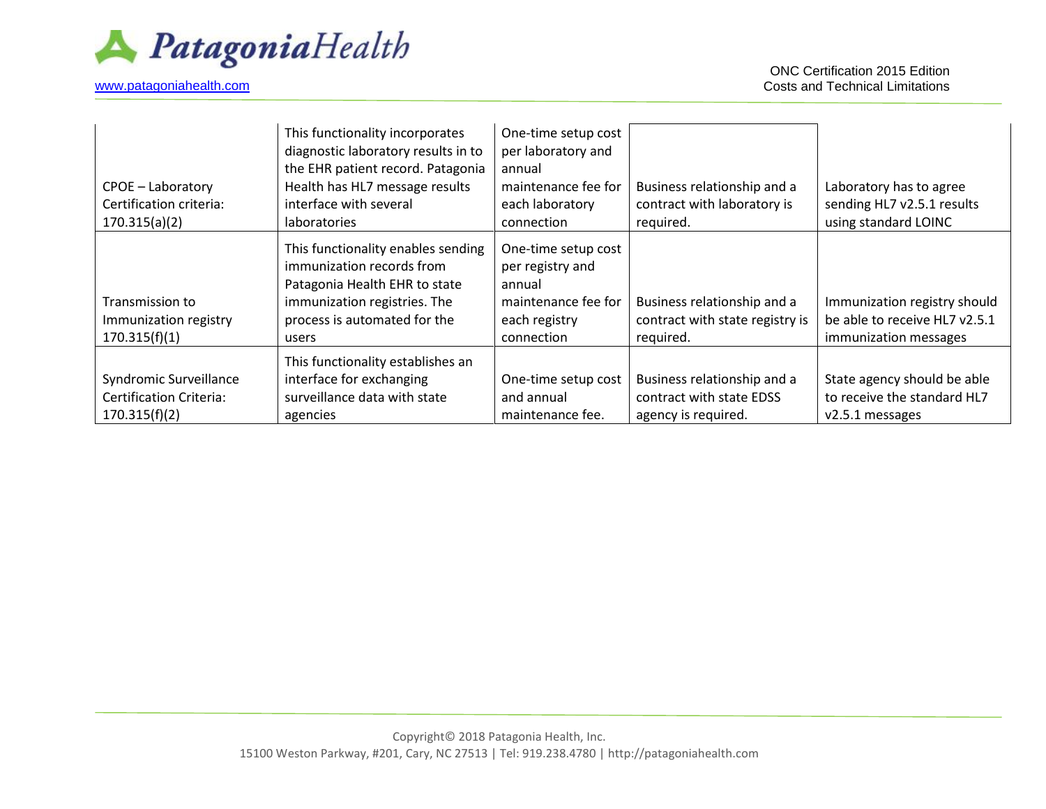| | | | | |
|---|---|---|---|---|
| CPOE – Laboratory Certification criteria: 170.315(a)(2) | This functionality incorporates diagnostic laboratory results in to the EHR patient record. Patagonia Health has HL7 message results interface with several laboratories | One-time setup cost per laboratory and annual maintenance fee for each laboratory connection | Business relationship and a contract with laboratory is required. | Laboratory has to agree sending HL7 v2.5.1 results using standard LOINC |
| Transmission to Immunization registry 170.315(f)(1) | This functionality enables sending immunization records from Patagonia Health EHR to state immunization registries. The process is automated for the users | One-time setup cost per registry and annual maintenance fee for each registry connection | Business relationship and a contract with state registry is required. | Immunization registry should be able to receive HL7 v2.5.1 immunization messages |
| Syndromic Surveillance Certification Criteria: 170.315(f)(2) | This functionality establishes an interface for exchanging surveillance data with state agencies | One-time setup cost and annual maintenance fee. | Business relationship and a contract with state EDSS agency is required. | State agency should be able to receive the standard HL7 v2.5.1 messages |